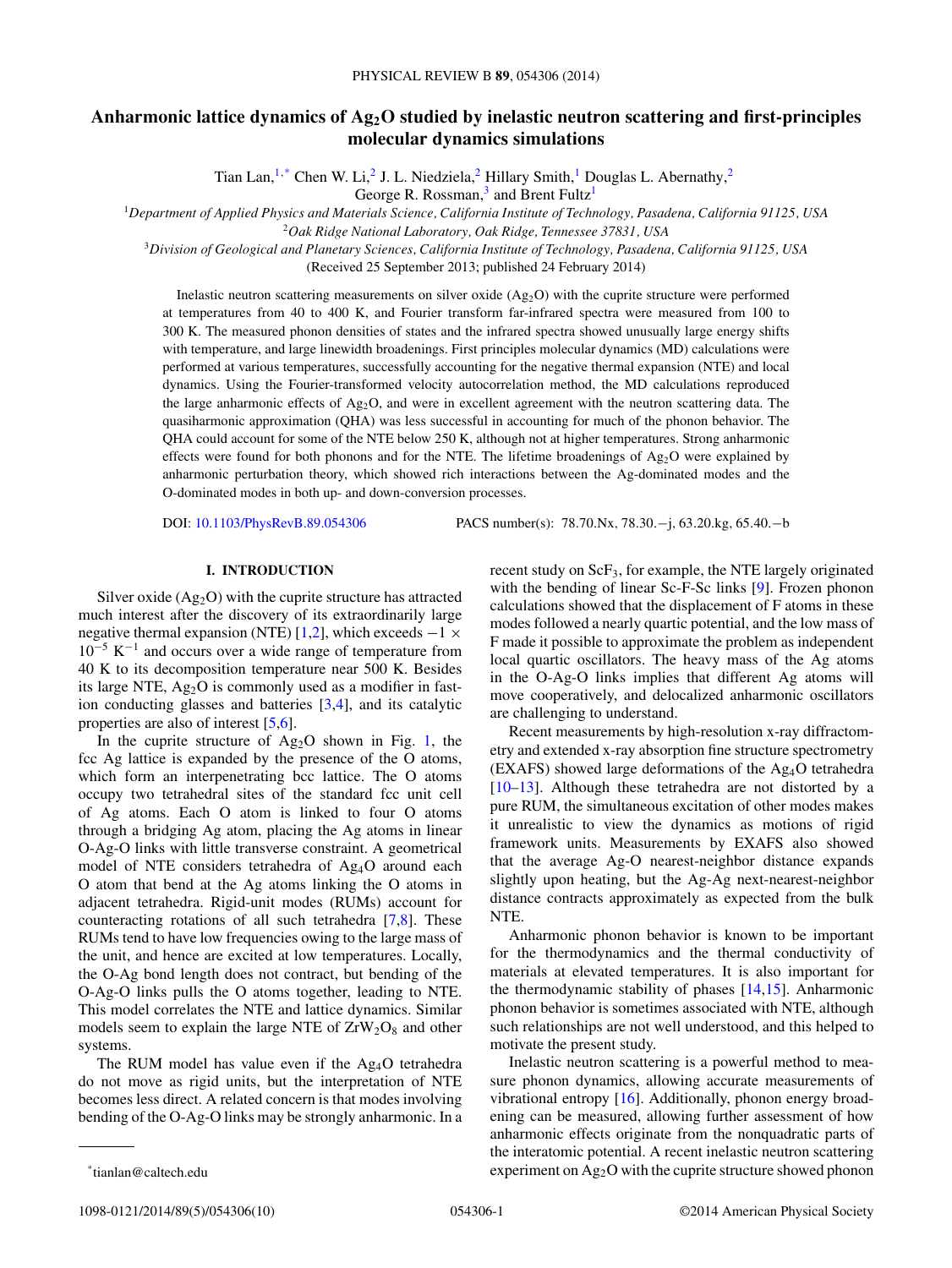# Anharmonic lattice dynamics of $Ag_2O$ studied by inelastic neutron scattering and first-principles molecular dynamics simulations

Tian Lan,[1,*] Chen W. Li,[2] J. L. Niedziela,[2] Hillary Smith,[1] Douglas L. Abernathy,[2] George R. Rossman,[3] and Brent Fultz[1]

[1]*Department of Applied Physics and Materials Science, California Institute of Technology, Pasadena, California 91125, USA*

[2]*Oak Ridge National Laboratory, Oak Ridge, Tennessee 37831, USA*

[3]*Division of Geological and Planetary Sciences, California Institute of Technology, Pasadena, California 91125, USA*

(Received 25 September 2013; published 24 February 2014)

Inelastic neutron scattering measurements on silver oxide ($Ag_2O$) with the cuprite structure were performed at temperatures from 40 to 400 K, and Fourier transform far-infrared spectra were measured from 100 to 300 K. The measured phonon densities of states and the infrared spectra showed unusually large energy shifts with temperature, and large linewidth broadenings. First principles molecular dynamics (MD) calculations were performed at various temperatures, successfully accounting for the negative thermal expansion (NTE) and local dynamics. Using the Fourier-transformed velocity autocorrelation method, the MD calculations reproduced the large anharmonic effects of $Ag_2O$, and were in excellent agreement with the neutron scattering data. The quasiharmonic approximation (QHA) was less successful in accounting for much of the phonon behavior. The QHA could account for some of the NTE below 250 K, although not at higher temperatures. Strong anharmonic effects were found for both phonons and for the NTE. The lifetime broadenings of $Ag_2O$ were explained by anharmonic perturbation theory, which showed rich interactions between the Ag-dominated modes and the O-dominated modes in both up- and down-conversion processes.

DOI: 10.1103/PhysRevB.89.054306 PACS number(s): 78.70.Nx, 78.30.−j, 63.20.kg, 65.40.−b

## I. INTRODUCTION

Silver oxide ($Ag_2O$) with the cuprite structure has attracted much interest after the discovery of its extraordinarily large negative thermal expansion (NTE) [1,2], which exceeds $-1 \times 10^{-5}$ K$^{-1}$ and occurs over a wide range of temperature from 40 K to its decomposition temperature near 500 K. Besides its large NTE, $Ag_2O$ is commonly used as a modifier in fast-ion conducting glasses and batteries [3,4], and its catalytic properties are also of interest [5,6].

In the cuprite structure of $Ag_2O$ shown in Fig. 1, the fcc Ag lattice is expanded by the presence of the O atoms, which form an interpenetrating bcc lattice. The O atoms occupy two tetrahedral sites of the standard fcc unit cell of Ag atoms. Each O atom is linked to four O atoms through a bridging Ag atom, placing the Ag atoms in linear O-Ag-O links with little transverse constraint. A geometrical model of NTE considers tetrahedra of $Ag_4O$ around each O atom that bend at the Ag atoms linking the O atoms in adjacent tetrahedra. Rigid-unit modes (RUMs) account for counteracting rotations of all such tetrahedra [7,8]. These RUMs tend to have low frequencies owing to the large mass of the unit, and hence are excited at low temperatures. Locally, the O-Ag bond length does not contract, but bending of the O-Ag-O links pulls the O atoms together, leading to NTE. This model correlates the NTE and lattice dynamics. Similar models seem to explain the large NTE of $ZrW_2O_8$ and other systems.

The RUM model has value even if the $Ag_4O$ tetrahedra do not move as rigid units, but the interpretation of NTE becomes less direct. A related concern is that modes involving bending of the O-Ag-O links may be strongly anharmonic. In a recent study on $ScF_3$, for example, the NTE largely originated with the bending of linear Sc-F-Sc links [9]. Frozen phonon calculations showed that the displacement of F atoms in these modes followed a nearly quartic potential, and the low mass of F made it possible to approximate the problem as independent local quartic oscillators. The heavy mass of the Ag atoms in the O-Ag-O links implies that different Ag atoms will move cooperatively, and delocalized anharmonic oscillators are challenging to understand.

Recent measurements by high-resolution x-ray diffractometry and extended x-ray absorption fine structure spectrometry (EXAFS) showed large deformations of the $Ag_4O$ tetrahedra [10–13]. Although these tetrahedra are not distorted by a pure RUM, the simultaneous excitation of other modes makes it unrealistic to view the dynamics as motions of rigid framework units. Measurements by EXAFS also showed that the average Ag-O nearest-neighbor distance expands slightly upon heating, but the Ag-Ag next-nearest-neighbor distance contracts approximately as expected from the bulk NTE.

Anharmonic phonon behavior is known to be important for the thermodynamics and the thermal conductivity of materials at elevated temperatures. It is also important for the thermodynamic stability of phases [14,15]. Anharmonic phonon behavior is sometimes associated with NTE, although such relationships are not well understood, and this helped to motivate the present study.

Inelastic neutron scattering is a powerful method to measure phonon dynamics, allowing accurate measurements of vibrational entropy [16]. Additionally, phonon energy broadening can be measured, allowing further assessment of how anharmonic effects originate from the nonquadratic parts of the interatomic potential. A recent inelastic neutron scattering experiment on $Ag_2O$ with the cuprite structure showed phonon

*tianlan@caltech.edu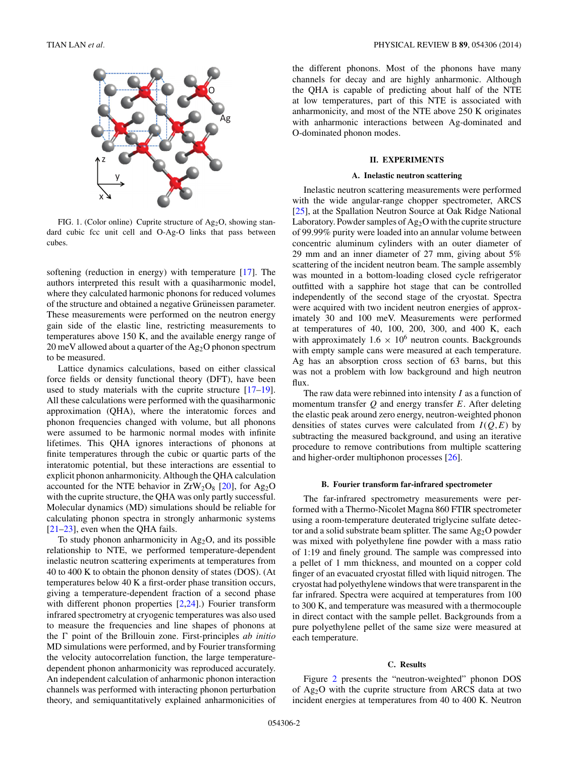FIG. 1. (Color online) Cuprite structure of $Ag_2O$, showing standard cubic fcc unit cell and O-Ag-O links that pass between cubes.

softening (reduction in energy) with temperature [17]. The authors interpreted this result with a quasiharmonic model, where they calculated harmonic phonons for reduced volumes of the structure and obtained a negative Grüneissen parameter. These measurements were performed on the neutron energy gain side of the elastic line, restricting measurements to temperatures above 150 K, and the available energy range of 20 meV allowed about a quarter of the $Ag_2O$ phonon spectrum to be measured.

Lattice dynamics calculations, based on either classical force fields or density functional theory (DFT), have been used to study materials with the cuprite structure [17–19]. All these calculations were performed with the quasiharmonic approximation (QHA), where the interatomic forces and phonon frequencies changed with volume, but all phonons were assumed to be harmonic normal modes with infinite lifetimes. This QHA ignores interactions of phonons at finite temperatures through the cubic or quartic parts of the interatomic potential, but these interactions are essential to explicit phonon anharmonicity. Although the QHA calculation accounted for the NTE behavior in $ZrW_2O_8$ [20], for $Ag_2O$ with the cuprite structure, the QHA was only partly successful. Molecular dynamics (MD) simulations should be reliable for calculating phonon spectra in strongly anharmonic systems [21–23], even when the QHA fails.

To study phonon anharmonicity in $Ag_2O$, and its possible relationship to NTE, we performed temperature-dependent inelastic neutron scattering experiments at temperatures from 40 to 400 K to obtain the phonon density of states (DOS). (At temperatures below 40 K a first-order phase transition occurs, giving a temperature-dependent fraction of a second phase with different phonon properties [2,24].) Fourier transform infrared spectrometry at cryogenic temperatures was also used to measure the frequencies and line shapes of phonons at the Γ point of the Brillouin zone. First-principles *ab initio* MD simulations were performed, and by Fourier transforming the velocity autocorrelation function, the large temperature-dependent phonon anharmonicity was reproduced accurately. An independent calculation of anharmonic phonon interaction channels was performed with interacting phonon perturbation theory, and semiquantitatively explained anharmonicities of the different phonons. Most of the phonons have many channels for decay and are highly anharmonic. Although the QHA is capable of predicting about half of the NTE at low temperatures, part of this NTE is associated with anharmonicity, and most of the NTE above 250 K originates with anharmonic interactions between Ag-dominated and O-dominated phonon modes.

## II. EXPERIMENTS

### A. Inelastic neutron scattering

Inelastic neutron scattering measurements were performed with the wide angular-range chopper spectrometer, ARCS [25], at the Spallation Neutron Source at Oak Ridge National Laboratory. Powder samples of $Ag_2O$ with the cuprite structure of 99.99% purity were loaded into an annular volume between concentric aluminum cylinders with an outer diameter of 29 mm and an inner diameter of 27 mm, giving about 5% scattering of the incident neutron beam. The sample assembly was mounted in a bottom-loading closed cycle refrigerator outfitted with a sapphire hot stage that can be controlled independently of the second stage of the cryostat. Spectra were acquired with two incident neutron energies of approximately 30 and 100 meV. Measurements were performed at temperatures of 40, 100, 200, 300, and 400 K, each with approximately $1.6 \times 10^6$ neutron counts. Backgrounds with empty sample cans were measured at each temperature. Ag has an absorption cross section of 63 barns, but this was not a problem with low background and high neutron flux.

The raw data were rebinned into intensity $I$ as a function of momentum transfer $Q$ and energy transfer $E$. After deleting the elastic peak around zero energy, neutron-weighted phonon densities of states curves were calculated from $I(Q,E)$ by subtracting the measured background, and using an iterative procedure to remove contributions from multiple scattering and higher-order multiphonon processes [26].

### B. Fourier transform far-infrared spectrometer

The far-infrared spectrometry measurements were performed with a Thermo-Nicolet Magna 860 FTIR spectrometer using a room-temperature deuterated triglycine sulfate detector and a solid substrate beam splitter. The same $Ag_2O$ powder was mixed with polyethylene fine powder with a mass ratio of 1:19 and finely ground. The sample was compressed into a pellet of 1 mm thickness, and mounted on a copper cold finger of an evacuated cryostat filled with liquid nitrogen. The cryostat had polyethylene windows that were transparent in the far infrared. Spectra were acquired at temperatures from 100 to 300 K, and temperature was measured with a thermocouple in direct contact with the sample pellet. Backgrounds from a pure polyethylene pellet of the same size were measured at each temperature.

### C. Results

Figure 2 presents the "neutron-weighted" phonon DOS of $Ag_2O$ with the cuprite structure from ARCS data at two incident energies at temperatures from 40 to 400 K. Neutron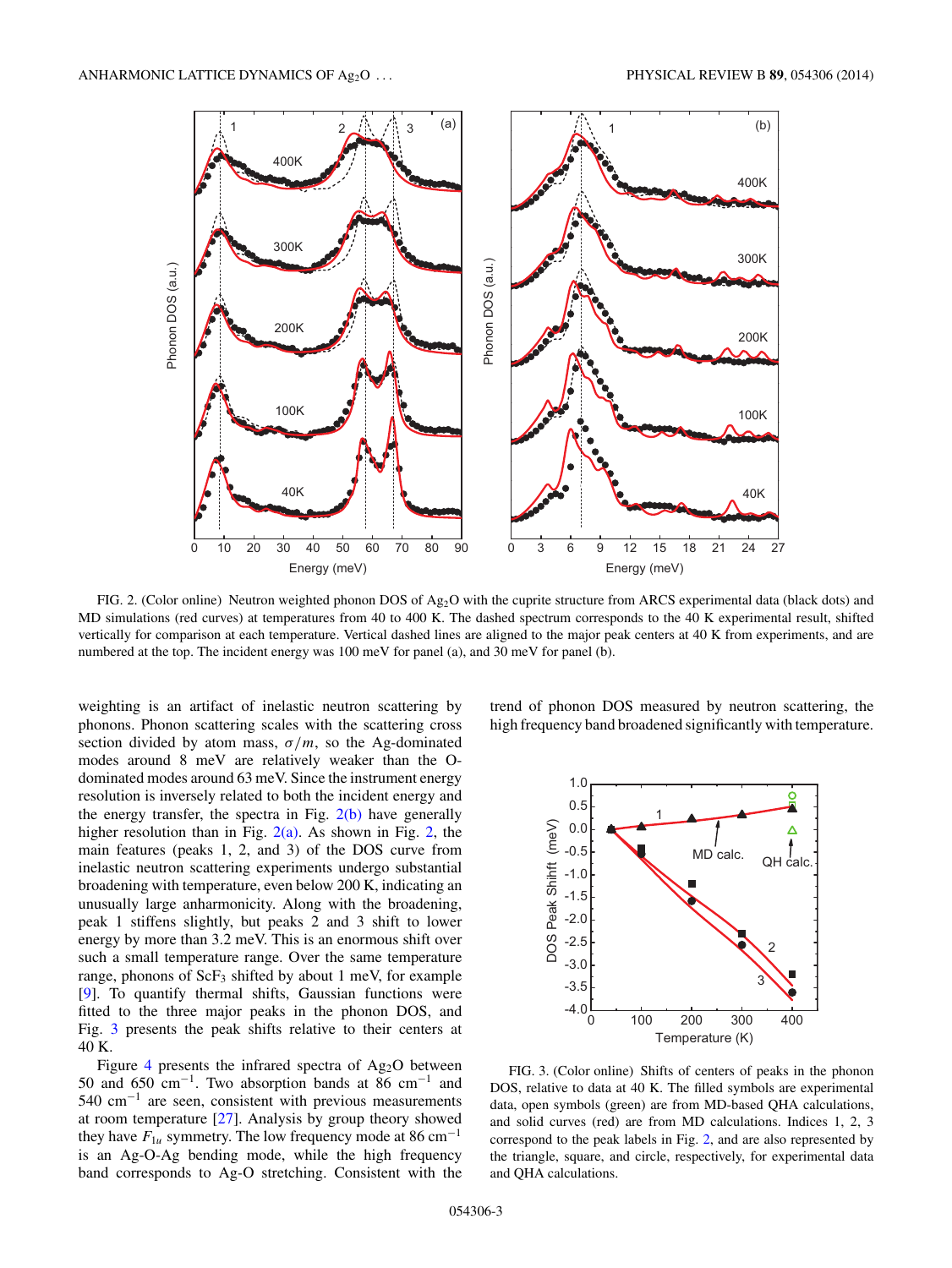FIG. 2. (Color online) Neutron weighted phonon DOS of $Ag_2O$ with the cuprite structure from ARCS experimental data (black dots) and MD simulations (red curves) at temperatures from 40 to 400 K. The dashed spectrum corresponds to the 40 K experimental result, shifted vertically for comparison at each temperature. Vertical dashed lines are aligned to the major peak centers at 40 K from experiments, and are numbered at the top. The incident energy was 100 meV for panel (a), and 30 meV for panel (b).

weighting is an artifact of inelastic neutron scattering by phonons. Phonon scattering scales with the scattering cross section divided by atom mass, $\sigma/m$, so the Ag-dominated modes around 8 meV are relatively weaker than the O-dominated modes around 63 meV. Since the instrument energy resolution is inversely related to both the incident energy and the energy transfer, the spectra in Fig. 2(b) have generally higher resolution than in Fig. 2(a). As shown in Fig. 2, the main features (peaks 1, 2, and 3) of the DOS curve from inelastic neutron scattering experiments undergo substantial broadening with temperature, even below 200 K, indicating an unusually large anharmonicity. Along with the broadening, peak 1 stiffens slightly, but peaks 2 and 3 shift to lower energy by more than 3.2 meV. This is an enormous shift over such a small temperature range. Over the same temperature range, phonons of $ScF_3$ shifted by about 1 meV, for example [9]. To quantify thermal shifts, Gaussian functions were fitted to the three major peaks in the phonon DOS, and Fig. 3 presents the peak shifts relative to their centers at 40 K.

Figure 4 presents the infrared spectra of $Ag_2O$ between 50 and 650 $cm^{-1}$. Two absorption bands at 86 $cm^{-1}$ and 540 $cm^{-1}$ are seen, consistent with previous measurements at room temperature [27]. Analysis by group theory showed they have $F_{1u}$ symmetry. The low frequency mode at 86 $cm^{-1}$ is an Ag-O-Ag bending mode, while the high frequency band corresponds to Ag-O stretching. Consistent with the trend of phonon DOS measured by neutron scattering, the high frequency band broadened significantly with temperature.

FIG. 3. (Color online) Shifts of centers of peaks in the phonon DOS, relative to data at 40 K. The filled symbols are experimental data, open symbols (green) are from MD-based QHA calculations, and solid curves (red) are from MD calculations. Indices 1, 2, 3 correspond to the peak labels in Fig. 2, and are also represented by the triangle, square, and circle, respectively, for experimental data and QHA calculations.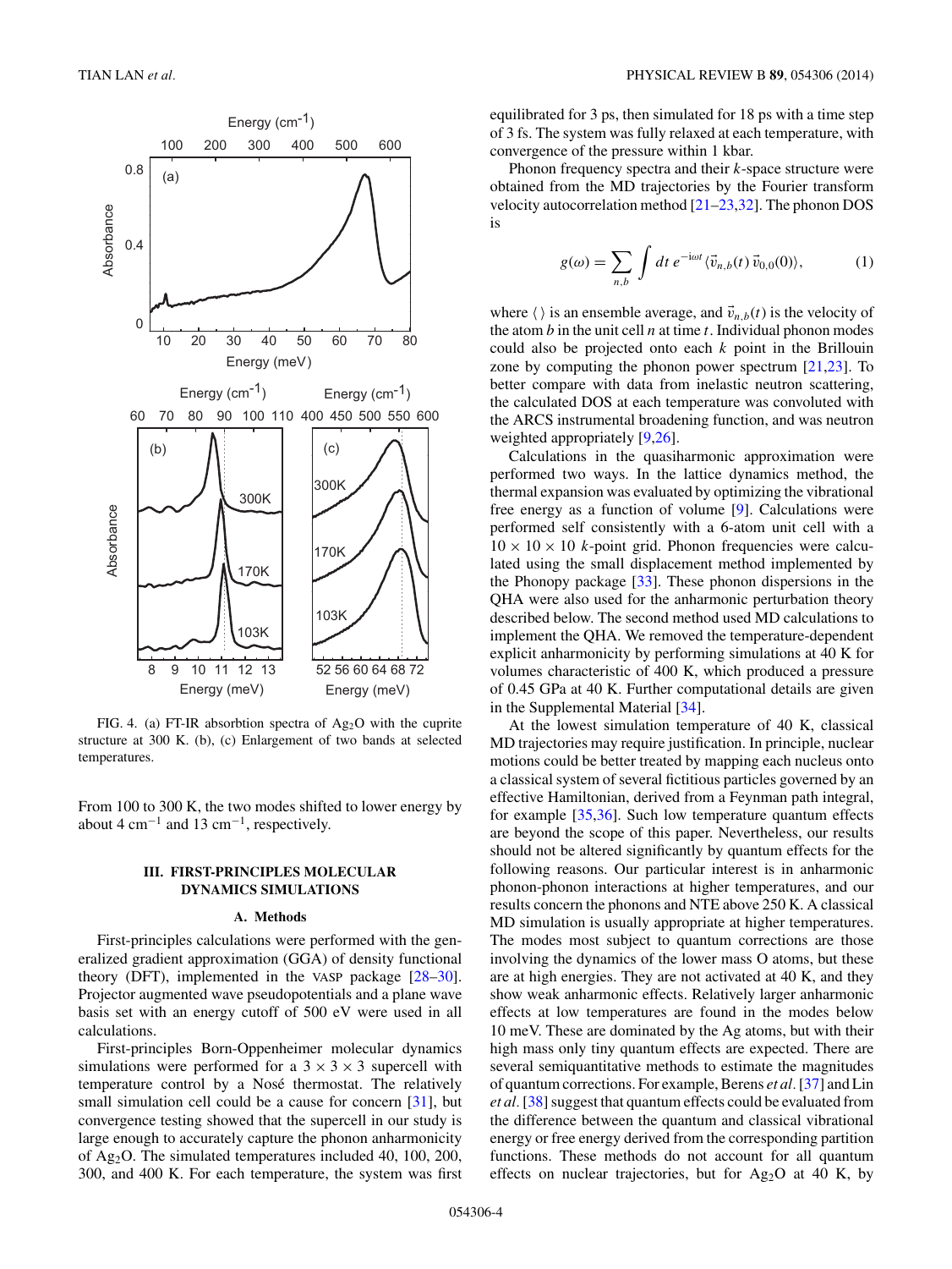FIG. 4. (a) FT-IR absorbtion spectra of $Ag_2O$ with the cuprite structure at 300 K. (b), (c) Enlargement of two bands at selected temperatures.

From 100 to 300 K, the two modes shifted to lower energy by about 4 $cm^{-1}$ and 13 $cm^{-1}$, respectively.

## III. FIRST-PRINCIPLES MOLECULAR DYNAMICS SIMULATIONS

### A. Methods

First-principles calculations were performed with the generalized gradient approximation (GGA) of density functional theory (DFT), implemented in the VASP package [28–30]. Projector augmented wave pseudopotentials and a plane wave basis set with an energy cutoff of 500 eV were used in all calculations.

First-principles Born-Oppenheimer molecular dynamics simulations were performed for a $3 \times 3 \times 3$ supercell with temperature control by a Nosé thermostat. The relatively small simulation cell could be a cause for concern [31], but convergence testing showed that the supercell in our study is large enough to accurately capture the phonon anharmonicity of $Ag_2O$. The simulated temperatures included 40, 100, 200, 300, and 400 K. For each temperature, the system was first equilibrated for 3 ps, then simulated for 18 ps with a time step of 3 fs. The system was fully relaxed at each temperature, with convergence of the pressure within 1 kbar.

Phonon frequency spectra and their $k$-space structure were obtained from the MD trajectories by the Fourier transform velocity autocorrelation method [21–23,32]. The phonon DOS is

$$g(\omega) = \sum_{n,b} \int dt\, e^{-i\omega t} \langle \vec{v}_{n,b}(t)\, \vec{v}_{0,0}(0) \rangle, \tag{1}$$

where $\langle\,\rangle$ is an ensemble average, and $\vec{v}_{n,b}(t)$ is the velocity of the atom $b$ in the unit cell $n$ at time $t$. Individual phonon modes could also be projected onto each $k$ point in the Brillouin zone by computing the phonon power spectrum [21,23]. To better compare with data from inelastic neutron scattering, the calculated DOS at each temperature was convoluted with the ARCS instrumental broadening function, and was neutron weighted appropriately [9,26].

Calculations in the quasiharmonic approximation were performed two ways. In the lattice dynamics method, the thermal expansion was evaluated by optimizing the vibrational free energy as a function of volume [9]. Calculations were performed self consistently with a 6-atom unit cell with a $10 \times 10 \times 10$ $k$-point grid. Phonon frequencies were calculated using the small displacement method implemented by the Phonopy package [33]. These phonon dispersions in the QHA were also used for the anharmonic perturbation theory described below. The second method used MD calculations to implement the QHA. We removed the temperature-dependent explicit anharmonicity by performing simulations at 40 K for volumes characteristic of 400 K, which produced a pressure of 0.45 GPa at 40 K. Further computational details are given in the Supplemental Material [34].

At the lowest simulation temperature of 40 K, classical MD trajectories may require justification. In principle, nuclear motions could be better treated by mapping each nucleus onto a classical system of several fictitious particles governed by an effective Hamiltonian, derived from a Feynman path integral, for example [35,36]. Such low temperature quantum effects are beyond the scope of this paper. Nevertheless, our results should not be altered significantly by quantum effects for the following reasons. Our particular interest is in anharmonic phonon-phonon interactions at higher temperatures, and our results concern the phonons and NTE above 250 K. A classical MD simulation is usually appropriate at higher temperatures. The modes most subject to quantum corrections are those involving the dynamics of the lower mass O atoms, but these are at high energies. They are not activated at 40 K, and they show weak anharmonic effects. Relatively larger anharmonic effects at low temperatures are found in the modes below 10 meV. These are dominated by the Ag atoms, but with their high mass only tiny quantum effects are expected. There are several semiquantitative methods to estimate the magnitudes of quantum corrections. For example, Berens *et al.* [37] and Lin *et al.* [38] suggest that quantum effects could be evaluated from the difference between the quantum and classical vibrational energy or free energy derived from the corresponding partition functions. These methods do not account for all quantum effects on nuclear trajectories, but for $Ag_2O$ at 40 K, by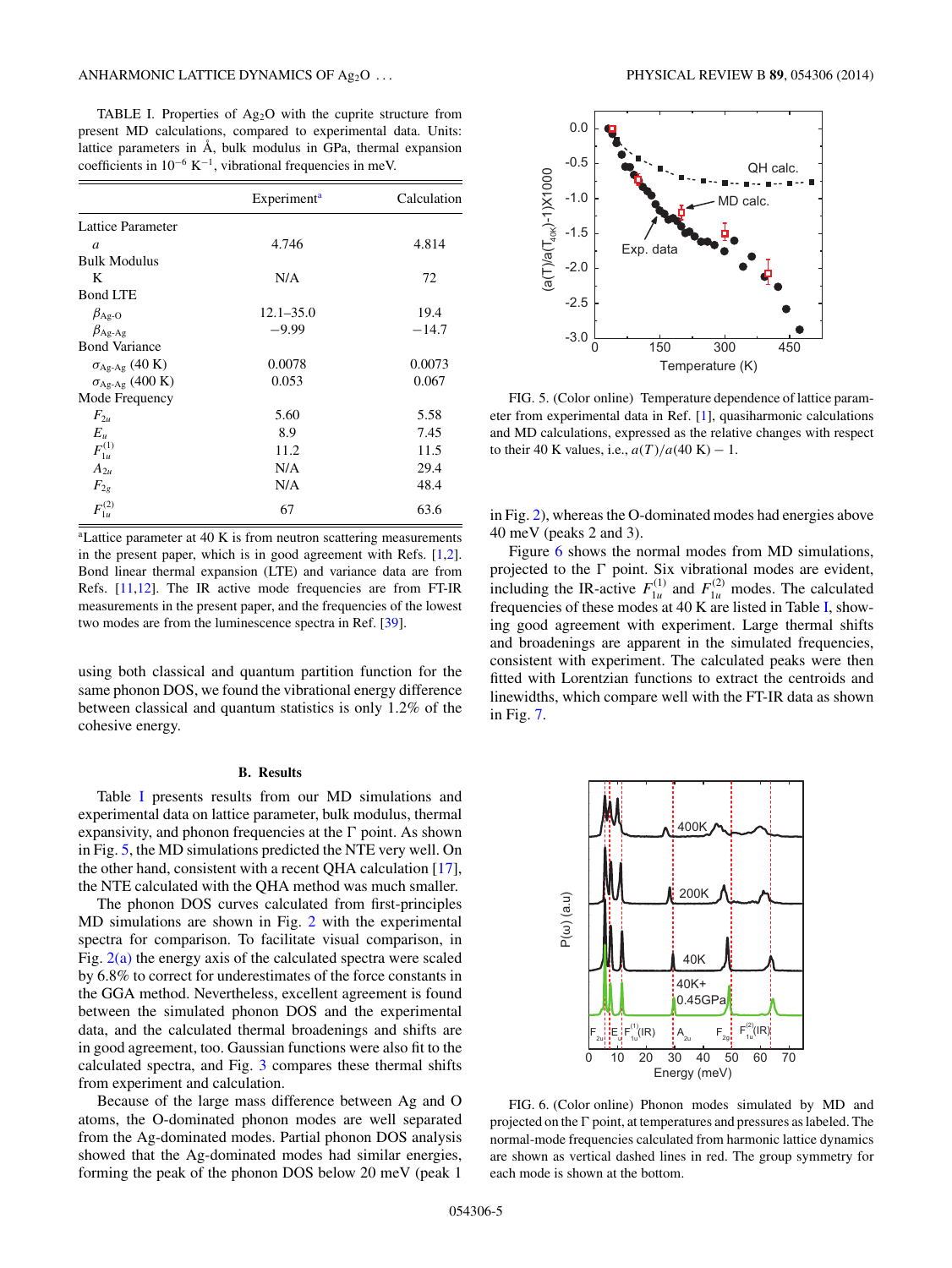TABLE I. Properties of $Ag_2O$ with the cuprite structure from present MD calculations, compared to experimental data. Units: lattice parameters in Å, bulk modulus in GPa, thermal expansion coefficients in $10^{-6}$ $K^{-1}$, vibrational frequencies in meV.

| | Experiment[a] | Calculation |
|---|---|---|
| Lattice Parameter | | |
| $a$ | 4.746 | 4.814 |
| Bulk Modulus | | |
| K | N/A | 72 |
| Bond LTE | | |
| $\beta_{\text{Ag-O}}$ | 12.1–35.0 | 19.4 |
| $\beta_{\text{Ag-Ag}}$ | −9.99 | −14.7 |
| Bond Variance | | |
| $\sigma_{\text{Ag-Ag}}$ (40 K) | 0.0078 | 0.0073 |
| $\sigma_{\text{Ag-Ag}}$ (400 K) | 0.053 | 0.067 |
| Mode Frequency | | |
| $F_{2u}$ | 5.60 | 5.58 |
| $E_u$ | 8.9 | 7.45 |
| $F_{1u}^{(1)}$ | 11.2 | 11.5 |
| $A_{2u}$ | N/A | 29.4 |
| $F_{2g}$ | N/A | 48.4 |
| $F_{1u}^{(2)}$ | 67 | 63.6 |

[a]Lattice parameter at 40 K is from neutron scattering measurements in the present paper, which is in good agreement with Refs. [1,2]. Bond linear thermal expansion (LTE) and variance data are from Refs. [11,12]. The IR active mode frequencies are from FT-IR measurements in the present paper, and the frequencies of the lowest two modes are from the luminescence spectra in Ref. [39].

using both classical and quantum partition function for the same phonon DOS, we found the vibrational energy difference between classical and quantum statistics is only 1.2% of the cohesive energy.

### B. Results

Table I presents results from our MD simulations and experimental data on lattice parameter, bulk modulus, thermal expansivity, and phonon frequencies at the Γ point. As shown in Fig. 5, the MD simulations predicted the NTE very well. On the other hand, consistent with a recent QHA calculation [17], the NTE calculated with the QHA method was much smaller.

The phonon DOS curves calculated from first-principles MD simulations are shown in Fig. 2 with the experimental spectra for comparison. To facilitate visual comparison, in Fig. 2(a) the energy axis of the calculated spectra were scaled by 6.8% to correct for underestimates of the force constants in the GGA method. Nevertheless, excellent agreement is found between the simulated phonon DOS and the experimental data, and the calculated thermal broadenings and shifts are in good agreement, too. Gaussian functions were also fit to the calculated spectra, and Fig. 3 compares these thermal shifts from experiment and calculation.

Because of the large mass difference between Ag and O atoms, the O-dominated phonon modes are well separated from the Ag-dominated modes. Partial phonon DOS analysis showed that the Ag-dominated modes had similar energies, forming the peak of the phonon DOS below 20 meV (peak 1 in Fig. 2), whereas the O-dominated modes had energies above 40 meV (peaks 2 and 3).

Figure 6 shows the normal modes from MD simulations, projected to the Γ point. Six vibrational modes are evident, including the IR-active $F_{1u}^{(1)}$ and $F_{1u}^{(2)}$ modes. The calculated frequencies of these modes at 40 K are listed in Table I, showing good agreement with experiment. Large thermal shifts and broadenings are apparent in the simulated frequencies, consistent with experiment. The calculated peaks were then fitted with Lorentzian functions to extract the centroids and linewidths, which compare well with the FT-IR data as shown in Fig. 7.

FIG. 5. (Color online) Temperature dependence of lattice parameter from experimental data in Ref. [1], quasiharmonic calculations and MD calculations, expressed as the relative changes with respect to their 40 K values, i.e., $a(T)/a(40\text{ K}) - 1$.

FIG. 6. (Color online) Phonon modes simulated by MD and projected on the Γ point, at temperatures and pressures as labeled. The normal-mode frequencies calculated from harmonic lattice dynamics are shown as vertical dashed lines in red. The group symmetry for each mode is shown at the bottom.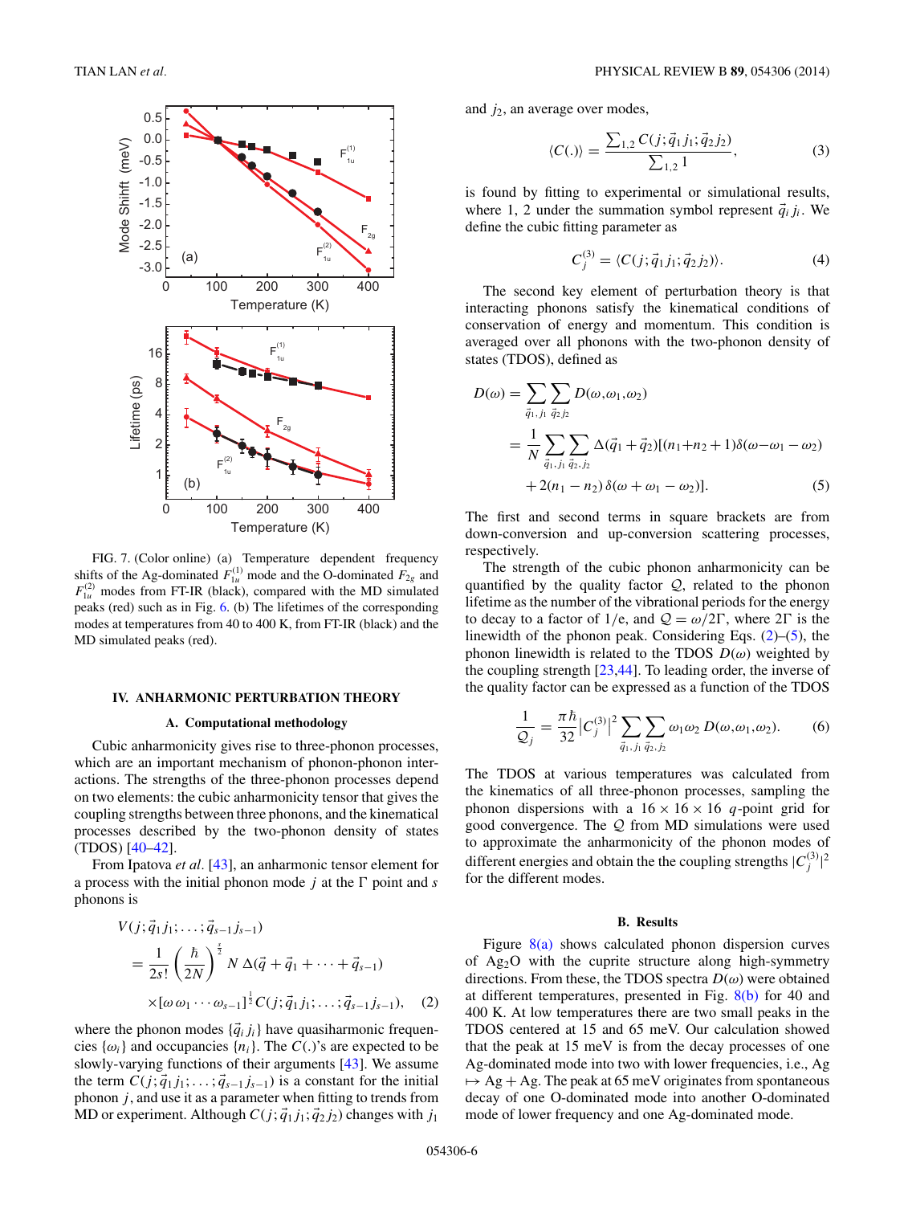FIG. 7. (Color online) (a) Temperature dependent frequency shifts of the Ag-dominated $F_{1u}^{(1)}$ mode and the O-dominated $F_{2g}$ and $F_{1u}^{(2)}$ modes from FT-IR (black), compared with the MD simulated peaks (red) such as in Fig. 6. (b) The lifetimes of the corresponding modes at temperatures from 40 to 400 K, from FT-IR (black) and the MD simulated peaks (red).

## IV. ANHARMONIC PERTURBATION THEORY

### A. Computational methodology

Cubic anharmonicity gives rise to three-phonon processes, which are an important mechanism of phonon-phonon interactions. The strengths of the three-phonon processes depend on two elements: the cubic anharmonicity tensor that gives the coupling strengths between three phonons, and the kinematical processes described by the two-phonon density of states (TDOS) [40–42].

From Ipatova *et al*. [43], an anharmonic tensor element for a process with the initial phonon mode $j$ at the $\Gamma$ point and $s$ phonons is

$$
\begin{aligned}
V(j;\vec{q}_1 j_1;\ldots;\vec{q}_{s-1} j_{s-1}) &= \frac{1}{2s!}\left(\frac{\hbar}{2N}\right)^{\frac{s}{2}} N\,\Delta(\vec{q}+\vec{q}_1+\cdots+\vec{q}_{s-1}) \\
&\quad \times[\omega\,\omega_1\cdots\omega_{s-1}]^{\frac{1}{2}} C(j;\vec{q}_1 j_1;\ldots;\vec{q}_{s-1} j_{s-1}), \quad (2)
\end{aligned}
$$

where the phonon modes $\{\vec{q}_i\, j_i\}$ have quasiharmonic frequencies $\{\omega_i\}$ and occupancies $\{n_i\}$. The $C(.)$'s are expected to be slowly-varying functions of their arguments [43]. We assume the term $C(j;\vec{q}_1 j_1;\ldots;\vec{q}_{s-1} j_{s-1})$ is a constant for the initial phonon $j$, and use it as a parameter when fitting to trends from MD or experiment. Although $C(j;\vec{q}_1 j_1;\vec{q}_2 j_2)$ changes with $j_1$ and $j_2$, an average over modes,

$$
\langle C(.)\rangle = \frac{\sum_{1,2} C(j;\vec{q}_1 j_1;\vec{q}_2 j_2)}{\sum_{1,2} 1}, \quad (3)
$$

is found by fitting to experimental or simulational results, where 1, 2 under the summation symbol represent $\vec{q}_i\, j_i$. We define the cubic fitting parameter as

$$
C_j^{(3)} = \langle C(j;\vec{q}_1 j_1;\vec{q}_2 j_2)\rangle. \quad (4)
$$

The second key element of perturbation theory is that interacting phonons satisfy the kinematical conditions of conservation of energy and momentum. This condition is averaged over all phonons with the two-phonon density of states (TDOS), defined as

$$
\begin{aligned}
D(\omega) &= \sum_{\vec{q}_1, j_1}\sum_{\vec{q}_2 j_2} D(\omega,\omega_1,\omega_2) \\
&= \frac{1}{N}\sum_{\vec{q}_1, j_1}\sum_{\vec{q}_2, j_2} \Delta(\vec{q}_1+\vec{q}_2)[(n_1+n_2+1)\delta(\omega-\omega_1-\omega_2) \\
&\quad +2(n_1-n_2)\,\delta(\omega+\omega_1-\omega_2)]. \quad (5)
\end{aligned}
$$

The first and second terms in square brackets are from down-conversion and up-conversion scattering processes, respectively.

The strength of the cubic phonon anharmonicity can be quantified by the quality factor $\mathcal{Q}$, related to the phonon lifetime as the number of the vibrational periods for the energy to decay to a factor of $1/e$, and $\mathcal{Q} = \omega/2\Gamma$, where $2\Gamma$ is the linewidth of the phonon peak. Considering Eqs. (2)–(5), the phonon linewidth is related to the TDOS $D(\omega)$ weighted by the coupling strength [23,44]. To leading order, the inverse of the quality factor can be expressed as a function of the TDOS

$$
\frac{1}{\mathcal{Q}_j} = \frac{\pi\hbar}{32}\left|C_j^{(3)}\right|^2 \sum_{\vec{q}_1, j_1}\sum_{\vec{q}_2, j_2} \omega_1\omega_2\, D(\omega,\omega_1,\omega_2). \quad (6)
$$

The TDOS at various temperatures was calculated from the kinematics of all three-phonon processes, sampling the phonon dispersions with a $16\times16\times16$ $q$-point grid for good convergence. The $\mathcal{Q}$ from MD simulations were used to approximate the anharmonicity of the phonon modes of different energies and obtain the the coupling strengths $|C_j^{(3)}|^2$ for the different modes.

### B. Results

Figure 8(a) shows calculated phonon dispersion curves of $Ag_2O$ with the cuprite structure along high-symmetry directions. From these, the TDOS spectra $D(\omega)$ were obtained at different temperatures, presented in Fig. 8(b) for 40 and 400 K. At low temperatures there are two small peaks in the TDOS centered at 15 and 65 meV. Our calculation showed that the peak at 15 meV is from the decay processes of one Ag-dominated mode into two with lower frequencies, i.e., Ag $\mapsto$ Ag + Ag. The peak at 65 meV originates from spontaneous decay of one O-dominated mode into another O-dominated mode of lower frequency and one Ag-dominated mode.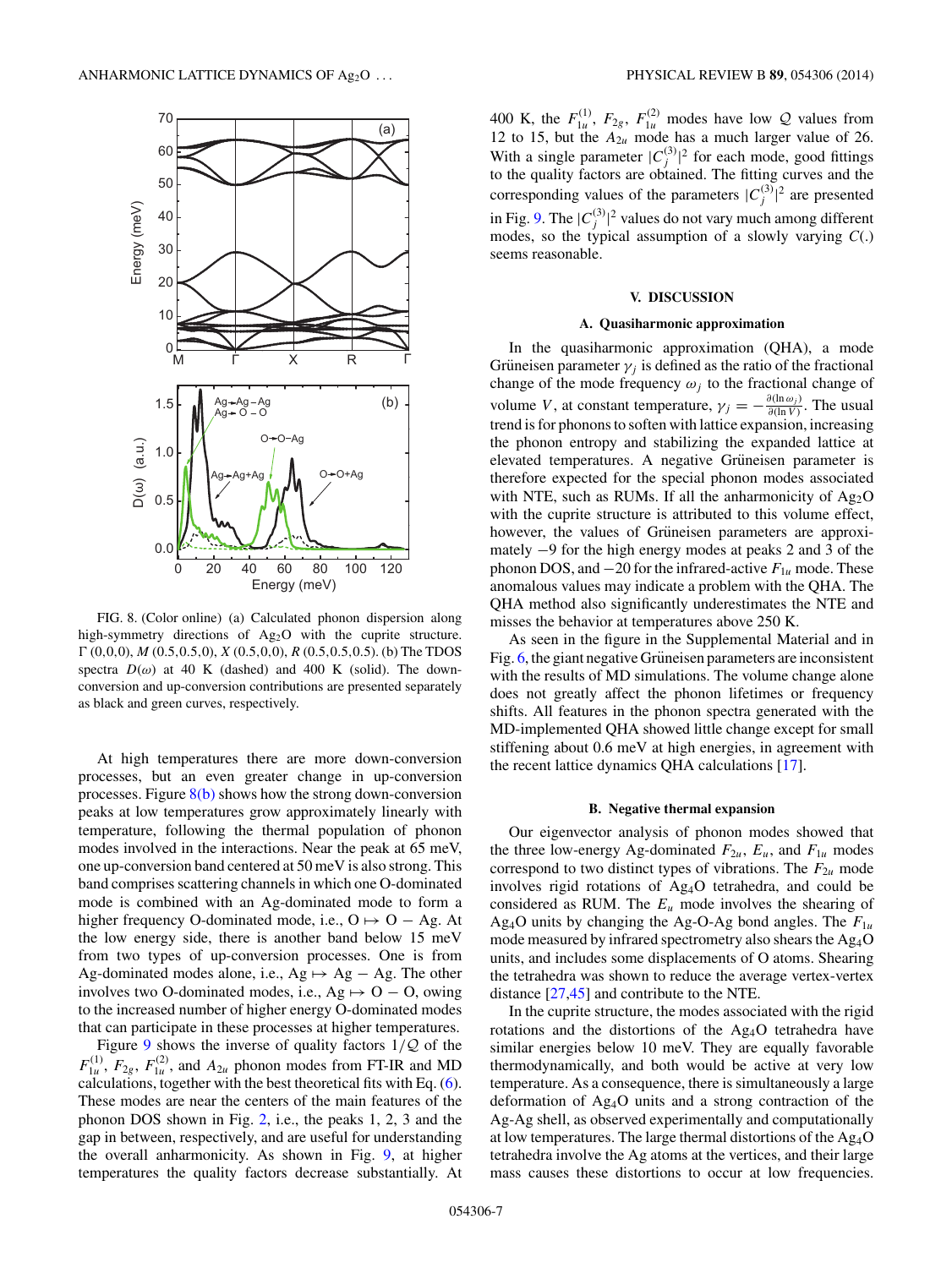FIG. 8. (Color online) (a) Calculated phonon dispersion along high-symmetry directions of $Ag_2O$ with the cuprite structure. Γ (0,0,0), $M$ (0.5,0.5,0), $X$ (0.5,0,0), $R$ (0.5,0.5,0.5). (b) The TDOS spectra $D(\omega)$ at 40 K (dashed) and 400 K (solid). The down-conversion and up-conversion contributions are presented separately as black and green curves, respectively.

At high temperatures there are more down-conversion processes, but an even greater change in up-conversion processes. Figure 8(b) shows how the strong down-conversion peaks at low temperatures grow approximately linearly with temperature, following the thermal population of phonon modes involved in the interactions. Near the peak at 65 meV, one up-conversion band centered at 50 meV is also strong. This band comprises scattering channels in which one O-dominated mode is combined with an Ag-dominated mode to form a higher frequency O-dominated mode, i.e., O $\mapsto$ O − Ag. At the low energy side, there is another band below 15 meV from two types of up-conversion processes. One is from Ag-dominated modes alone, i.e., Ag $\mapsto$ Ag − Ag. The other involves two O-dominated modes, i.e., Ag $\mapsto$ O − O, owing to the increased number of higher energy O-dominated modes that can participate in these processes at higher temperatures.

Figure 9 shows the inverse of quality factors $1/\mathcal{Q}$ of the $F_{1u}^{(1)}$, $F_{2g}$, $F_{1u}^{(2)}$, and $A_{2u}$ phonon modes from FT-IR and MD calculations, together with the best theoretical fits with Eq. (6). These modes are near the centers of the main features of the phonon DOS shown in Fig. 2, i.e., the peaks 1, 2, 3 and the gap in between, respectively, and are useful for understanding the overall anharmonicity. As shown in Fig. 9, at higher temperatures the quality factors decrease substantially. At 400 K, the $F_{1u}^{(1)}$, $F_{2g}$, $F_{1u}^{(2)}$ modes have low $\mathcal{Q}$ values from 12 to 15, but the $A_{2u}$ mode has a much larger value of 26. With a single parameter $|C_j^{(3)}|^2$ for each mode, good fittings to the quality factors are obtained. The fitting curves and the corresponding values of the parameters $|C_j^{(3)}|^2$ are presented in Fig. 9. The $|C_j^{(3)}|^2$ values do not vary much among different modes, so the typical assumption of a slowly varying $C(.)$ seems reasonable.

## V. DISCUSSION

### A. Quasiharmonic approximation

In the quasiharmonic approximation (QHA), a mode Grüneisen parameter $\gamma_j$ is defined as the ratio of the fractional change of the mode frequency $\omega_j$ to the fractional change of volume $V$, at constant temperature, $\gamma_j = -\frac{\partial(\ln \omega_j)}{\partial(\ln V)}$. The usual trend is for phonons to soften with lattice expansion, increasing the phonon entropy and stabilizing the expanded lattice at elevated temperatures. A negative Grüneisen parameter is therefore expected for the special phonon modes associated with NTE, such as RUMs. If all the anharmonicity of $Ag_2O$ with the cuprite structure is attributed to this volume effect, however, the values of Grüneisen parameters are approximately −9 for the high energy modes at peaks 2 and 3 of the phonon DOS, and −20 for the infrared-active $F_{1u}$ mode. These anomalous values may indicate a problem with the QHA. The QHA method also significantly underestimates the NTE and misses the behavior at temperatures above 250 K.

As seen in the figure in the Supplemental Material and in Fig. 6, the giant negative Grüneisen parameters are inconsistent with the results of MD simulations. The volume change alone does not greatly affect the phonon lifetimes or frequency shifts. All features in the phonon spectra generated with the MD-implemented QHA showed little change except for small stiffening about 0.6 meV at high energies, in agreement with the recent lattice dynamics QHA calculations [17].

### B. Negative thermal expansion

Our eigenvector analysis of phonon modes showed that the three low-energy Ag-dominated $F_{2u}$, $E_u$, and $F_{1u}$ modes correspond to two distinct types of vibrations. The $F_{2u}$ mode involves rigid rotations of $Ag_4O$ tetrahedra, and could be considered as RUM. The $E_u$ mode involves the shearing of $Ag_4O$ units by changing the Ag-O-Ag bond angles. The $F_{1u}$ mode measured by infrared spectrometry also shears the $Ag_4O$ units, and includes some displacements of O atoms. Shearing the tetrahedra was shown to reduce the average vertex-vertex distance [27,45] and contribute to the NTE.

In the cuprite structure, the modes associated with the rigid rotations and the distortions of the $Ag_4O$ tetrahedra have similar energies below 10 meV. They are equally favorable thermodynamically, and both would be active at very low temperature. As a consequence, there is simultaneously a large deformation of $Ag_4O$ units and a strong contraction of the Ag-Ag shell, as observed experimentally and computationally at low temperatures. The large thermal distortions of the $Ag_4O$ tetrahedra involve the Ag atoms at the vertices, and their large mass causes these distortions to occur at low frequencies.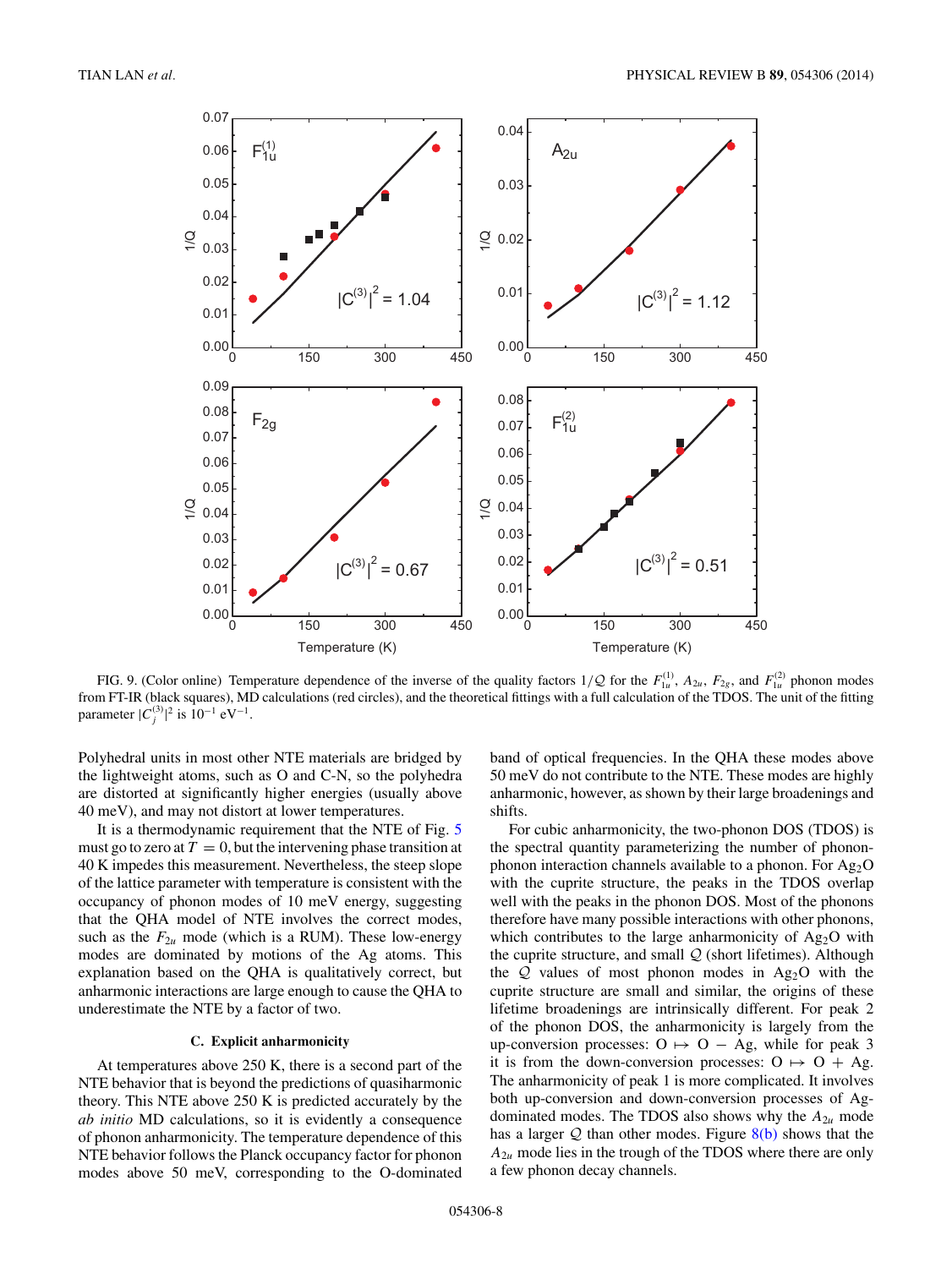FIG. 9. (Color online) Temperature dependence of the inverse of the quality factors $1/\mathcal{Q}$ for the $F_{1u}^{(1)}$, $A_{2u}$, $F_{2g}$, and $F_{1u}^{(2)}$ phonon modes from FT-IR (black squares), MD calculations (red circles), and the theoretical fittings with a full calculation of the TDOS. The unit of the fitting parameter $|C_j^{(3)}|^2$ is $10^{-1}$ eV$^{-1}$.

Polyhedral units in most other NTE materials are bridged by the lightweight atoms, such as O and C-N, so the polyhedra are distorted at significantly higher energies (usually above 40 meV), and may not distort at lower temperatures.

It is a thermodynamic requirement that the NTE of Fig. 5 must go to zero at $T = 0$, but the intervening phase transition at 40 K impedes this measurement. Nevertheless, the steep slope of the lattice parameter with temperature is consistent with the occupancy of phonon modes of 10 meV energy, suggesting that the QHA model of NTE involves the correct modes, such as the $F_{2u}$ mode (which is a RUM). These low-energy modes are dominated by motions of the Ag atoms. This explanation based on the QHA is qualitatively correct, but anharmonic interactions are large enough to cause the QHA to underestimate the NTE by a factor of two.

### C. Explicit anharmonicity

At temperatures above 250 K, there is a second part of the NTE behavior that is beyond the predictions of quasiharmonic theory. This NTE above 250 K is predicted accurately by the *ab initio* MD calculations, so it is evidently a consequence of phonon anharmonicity. The temperature dependence of this NTE behavior follows the Planck occupancy factor for phonon modes above 50 meV, corresponding to the O-dominated band of optical frequencies. In the QHA these modes above 50 meV do not contribute to the NTE. These modes are highly anharmonic, however, as shown by their large broadenings and shifts.

For cubic anharmonicity, the two-phonon DOS (TDOS) is the spectral quantity parameterizing the number of phonon-phonon interaction channels available to a phonon. For $Ag_2O$ with the cuprite structure, the peaks in the TDOS overlap well with the peaks in the phonon DOS. Most of the phonons therefore have many possible interactions with other phonons, which contributes to the large anharmonicity of $Ag_2O$ with the cuprite structure, and small $\mathcal{Q}$ (short lifetimes). Although the $\mathcal{Q}$ values of most phonon modes in $Ag_2O$ with the cuprite structure are small and similar, the origins of these lifetime broadenings are intrinsically different. For peak 2 of the phonon DOS, the anharmonicity is largely from the up-conversion processes: O $\mapsto$ O $-$ Ag, while for peak 3 it is from the down-conversion processes: O $\mapsto$ O + Ag. The anharmonicity of peak 1 is more complicated. It involves both up-conversion and down-conversion processes of Ag-dominated modes. The TDOS also shows why the $A_{2u}$ mode has a larger $\mathcal{Q}$ than other modes. Figure 8(b) shows that the $A_{2u}$ mode lies in the trough of the TDOS where there are only a few phonon decay channels.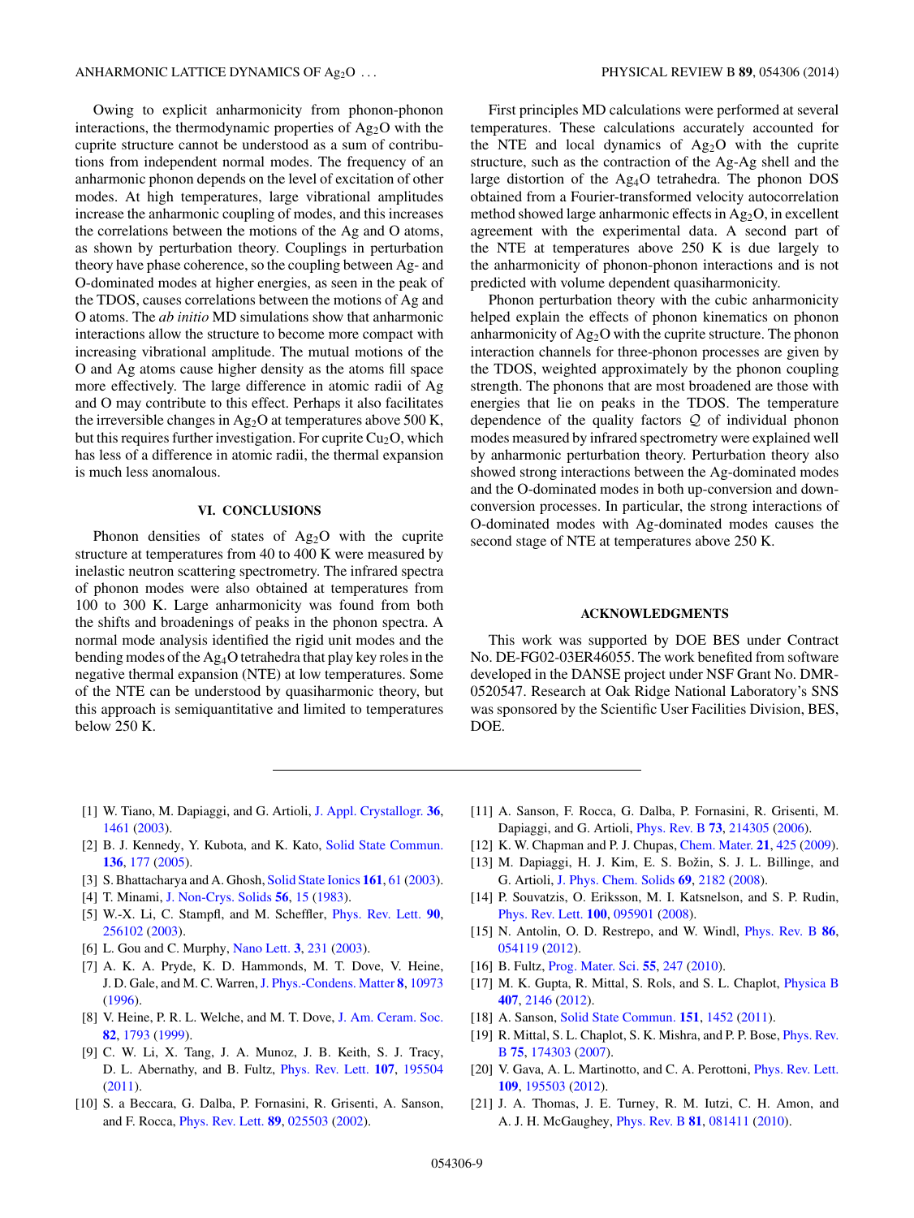Owing to explicit anharmonicity from phonon-phonon interactions, the thermodynamic properties of $Ag_2O$ with the cuprite structure cannot be understood as a sum of contributions from independent normal modes. The frequency of an anharmonic phonon depends on the level of excitation of other modes. At high temperatures, large vibrational amplitudes increase the anharmonic coupling of modes, and this increases the correlations between the motions of the Ag and O atoms, as shown by perturbation theory. Couplings in perturbation theory have phase coherence, so the coupling between Ag- and O-dominated modes at higher energies, as seen in the peak of the TDOS, causes correlations between the motions of Ag and O atoms. The *ab initio* MD simulations show that anharmonic interactions allow the structure to become more compact with increasing vibrational amplitude. The mutual motions of the O and Ag atoms cause higher density as the atoms fill space more effectively. The large difference in atomic radii of Ag and O may contribute to this effect. Perhaps it also facilitates the irreversible changes in $Ag_2O$ at temperatures above 500 K, but this requires further investigation. For cuprite $Cu_2O$, which has less of a difference in atomic radii, the thermal expansion is much less anomalous.

## VI. CONCLUSIONS

Phonon densities of states of $Ag_2O$ with the cuprite structure at temperatures from 40 to 400 K were measured by inelastic neutron scattering spectrometry. The infrared spectra of phonon modes were also obtained at temperatures from 100 to 300 K. Large anharmonicity was found from both the shifts and broadenings of peaks in the phonon spectra. A normal mode analysis identified the rigid unit modes and the bending modes of the $Ag_4O$ tetrahedra that play key roles in the negative thermal expansion (NTE) at low temperatures. Some of the NTE can be understood by quasiharmonic theory, but this approach is semiquantitative and limited to temperatures below 250 K.

First principles MD calculations were performed at several temperatures. These calculations accurately accounted for the NTE and local dynamics of $Ag_2O$ with the cuprite structure, such as the contraction of the Ag-Ag shell and the large distortion of the $Ag_4O$ tetrahedra. The phonon DOS obtained from a Fourier-transformed velocity autocorrelation method showed large anharmonic effects in $Ag_2O$, in excellent agreement with the experimental data. A second part of the NTE at temperatures above 250 K is due largely to the anharmonicity of phonon-phonon interactions and is not predicted with volume dependent quasiharmonicity.

Phonon perturbation theory with the cubic anharmonicity helped explain the effects of phonon kinematics on phonon anharmonicity of $Ag_2O$ with the cuprite structure. The phonon interaction channels for three-phonon processes are given by the TDOS, weighted approximately by the phonon coupling strength. The phonons that are most broadened are those with energies that lie on peaks in the TDOS. The temperature dependence of the quality factors $\mathcal{Q}$ of individual phonon modes measured by infrared spectrometry were explained well by anharmonic perturbation theory. Perturbation theory also showed strong interactions between the Ag-dominated modes and the O-dominated modes in both up-conversion and down-conversion processes. In particular, the strong interactions of O-dominated modes with Ag-dominated modes causes the second stage of NTE at temperatures above 250 K.

## ACKNOWLEDGMENTS

This work was supported by DOE BES under Contract No. DE-FG02-03ER46055. The work benefited from software developed in the DANSE project under NSF Grant No. DMR-0520547. Research at Oak Ridge National Laboratory's SNS was sponsored by the Scientific User Facilities Division, BES, DOE.

---

[1] W. Tiano, M. Dapiaggi, and G. Artioli, J. Appl. Crystallogr. **36**, 1461 (2003).

[2] B. J. Kennedy, Y. Kubota, and K. Kato, Solid State Commun. **136**, 177 (2005).

[3] S. Bhattacharya and A. Ghosh, Solid State Ionics **161**, 61 (2003).

[4] T. Minami, J. Non-Crys. Solids **56**, 15 (1983).

[5] W.-X. Li, C. Stampfl, and M. Scheffler, Phys. Rev. Lett. **90**, 256102 (2003).

[6] L. Gou and C. Murphy, Nano Lett. **3**, 231 (2003).

[7] A. K. A. Pryde, K. D. Hammonds, M. T. Dove, V. Heine, J. D. Gale, and M. C. Warren, J. Phys.-Condens. Matter **8**, 10973 (1996).

[8] V. Heine, P. R. L. Welche, and M. T. Dove, J. Am. Ceram. Soc. **82**, 1793 (1999).

[9] C. W. Li, X. Tang, J. A. Munoz, J. B. Keith, S. J. Tracy, D. L. Abernathy, and B. Fultz, Phys. Rev. Lett. **107**, 195504 (2011).

[10] S. a Beccara, G. Dalba, P. Fornasini, R. Grisenti, A. Sanson, and F. Rocca, Phys. Rev. Lett. **89**, 025503 (2002).

[11] A. Sanson, F. Rocca, G. Dalba, P. Fornasini, R. Grisenti, M. Dapiaggi, and G. Artioli, Phys. Rev. B **73**, 214305 (2006).

[12] K. W. Chapman and P. J. Chupas, Chem. Mater. **21**, 425 (2009).

[13] M. Dapiaggi, H. J. Kim, E. S. Božin, S. J. L. Billinge, and G. Artioli, J. Phys. Chem. Solids **69**, 2182 (2008).

[14] P. Souvatzis, O. Eriksson, M. I. Katsnelson, and S. P. Rudin, Phys. Rev. Lett. **100**, 095901 (2008).

[15] N. Antolin, O. D. Restrepo, and W. Windl, Phys. Rev. B **86**, 054119 (2012).

[16] B. Fultz, Prog. Mater. Sci. **55**, 247 (2010).

[17] M. K. Gupta, R. Mittal, S. Rols, and S. L. Chaplot, Physica B **407**, 2146 (2012).

[18] A. Sanson, Solid State Commun. **151**, 1452 (2011).

[19] R. Mittal, S. L. Chaplot, S. K. Mishra, and P. P. Bose, Phys. Rev. B **75**, 174303 (2007).

[20] V. Gava, A. L. Martinotto, and C. A. Perottoni, Phys. Rev. Lett. **109**, 195503 (2012).

[21] J. A. Thomas, J. E. Turney, R. M. Iutzi, C. H. Amon, and A. J. H. McGaughey, Phys. Rev. B **81**, 081411 (2010).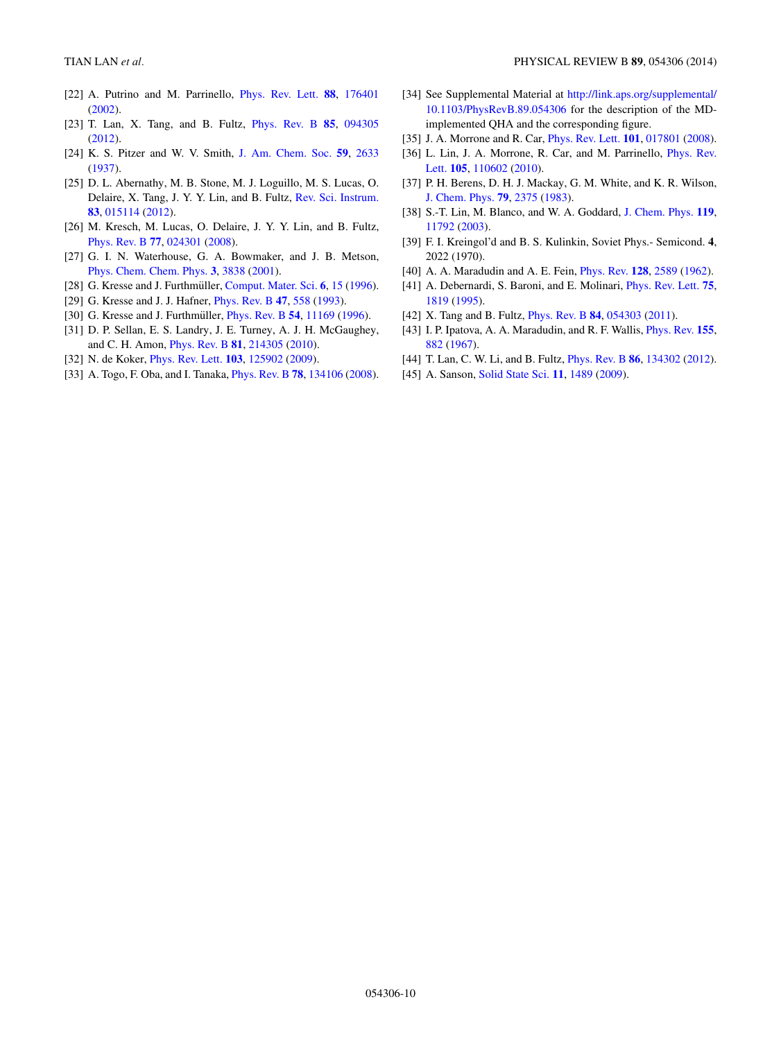[22] A. Putrino and M. Parrinello, Phys. Rev. Lett. **88**, 176401 (2002).

[23] T. Lan, X. Tang, and B. Fultz, Phys. Rev. B **85**, 094305 (2012).

[24] K. S. Pitzer and W. V. Smith, J. Am. Chem. Soc. **59**, 2633 (1937).

[25] D. L. Abernathy, M. B. Stone, M. J. Loguillo, M. S. Lucas, O. Delaire, X. Tang, J. Y. Y. Lin, and B. Fultz, Rev. Sci. Instrum. **83**, 015114 (2012).

[26] M. Kresch, M. Lucas, O. Delaire, J. Y. Y. Lin, and B. Fultz, Phys. Rev. B **77**, 024301 (2008).

[27] G. I. N. Waterhouse, G. A. Bowmaker, and J. B. Metson, Phys. Chem. Chem. Phys. **3**, 3838 (2001).

[28] G. Kresse and J. Furthmüller, Comput. Mater. Sci. **6**, 15 (1996).

[29] G. Kresse and J. J. Hafner, Phys. Rev. B **47**, 558 (1993).

[30] G. Kresse and J. Furthmüller, Phys. Rev. B **54**, 11169 (1996).

[31] D. P. Sellan, E. S. Landry, J. E. Turney, A. J. H. McGaughey, and C. H. Amon, Phys. Rev. B **81**, 214305 (2010).

[32] N. de Koker, Phys. Rev. Lett. **103**, 125902 (2009).

[33] A. Togo, F. Oba, and I. Tanaka, Phys. Rev. B **78**, 134106 (2008).

[34] See Supplemental Material at http://link.aps.org/supplemental/10.1103/PhysRevB.89.054306 for the description of the MD-implemented QHA and the corresponding figure.

[35] J. A. Morrone and R. Car, Phys. Rev. Lett. **101**, 017801 (2008).

[36] L. Lin, J. A. Morrone, R. Car, and M. Parrinello, Phys. Rev. Lett. **105**, 110602 (2010).

[37] P. H. Berens, D. H. J. Mackay, G. M. White, and K. R. Wilson, J. Chem. Phys. **79**, 2375 (1983).

[38] S.-T. Lin, M. Blanco, and W. A. Goddard, J. Chem. Phys. **119**, 11792 (2003).

[39] F. I. Kreingol'd and B. S. Kulinkin, Soviet Phys.- Semicond. **4**, 2022 (1970).

[40] A. A. Maradudin and A. E. Fein, Phys. Rev. **128**, 2589 (1962).

[41] A. Debernardi, S. Baroni, and E. Molinari, Phys. Rev. Lett. **75**, 1819 (1995).

[42] X. Tang and B. Fultz, Phys. Rev. B **84**, 054303 (2011).

[43] I. P. Ipatova, A. A. Maradudin, and R. F. Wallis, Phys. Rev. **155**, 882 (1967).

[44] T. Lan, C. W. Li, and B. Fultz, Phys. Rev. B **86**, 134302 (2012).

[45] A. Sanson, Solid State Sci. **11**, 1489 (2009).